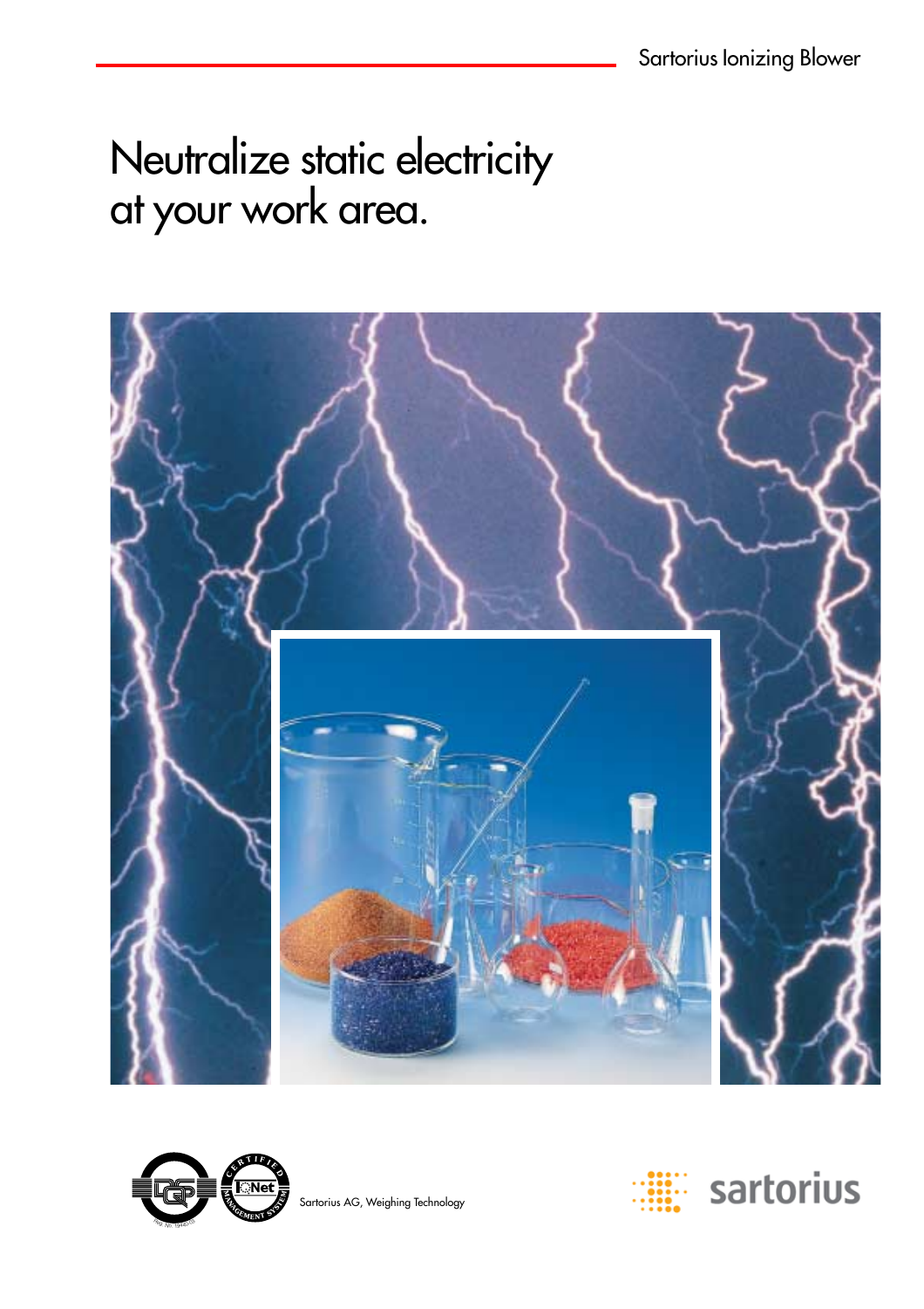Sartorius Ionizing Blower

# Neutralize static electricity at your work area.

Sartorius AG, Weighing Technology

sartorius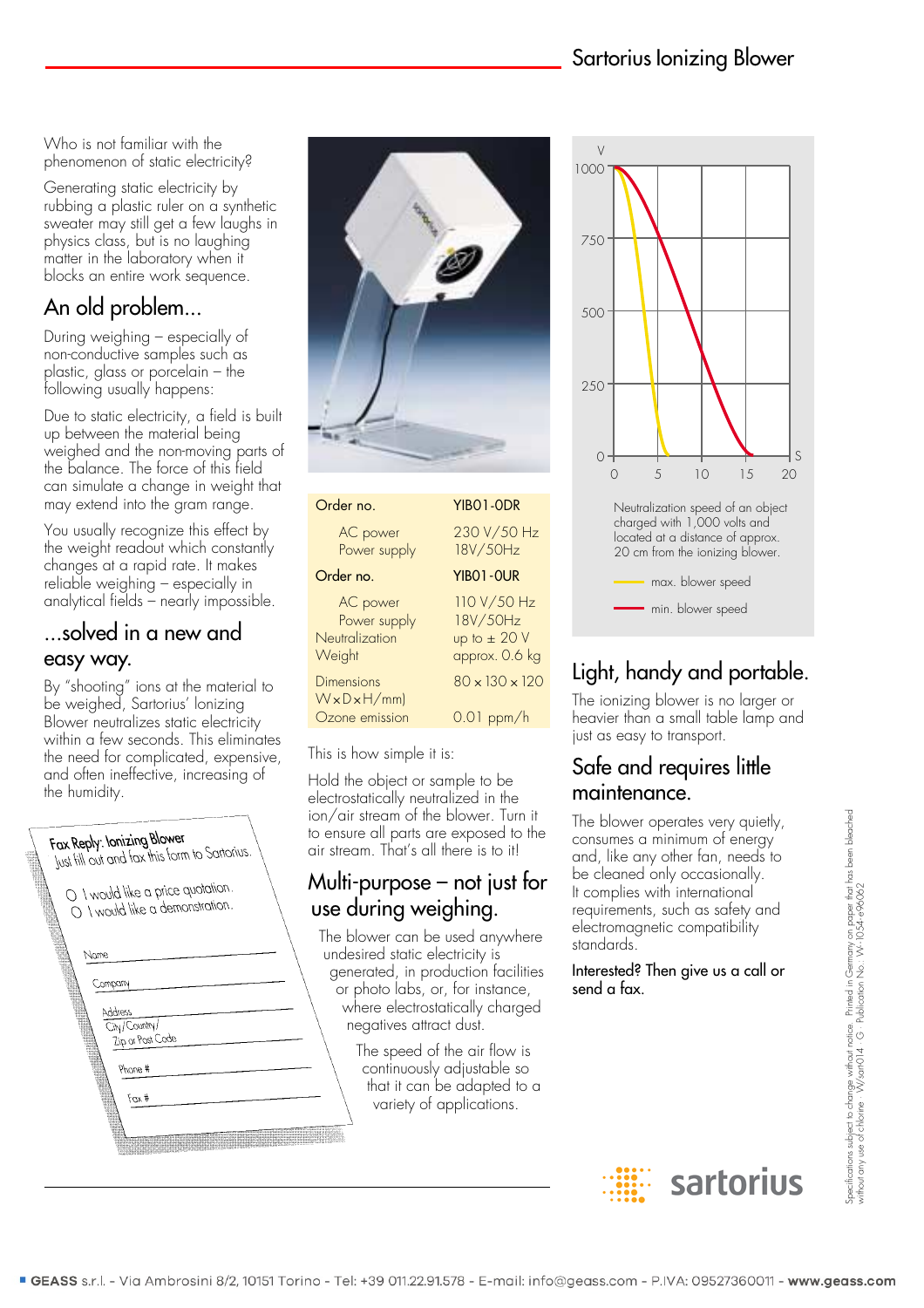# Sartorius Ionizing Blower

Who is not familiar with the phenomenon of static electricity?

Generating static electricity by rubbing a plastic ruler on a synthetic sweater may still get a few laughs in physics class, but is no laughing matter in the laboratory when it blocks an entire work sequence.

## An old problem...

During weighing – especially of non-conductive samples such as plastic, glass or porcelain – the following usually happens:

Due to static electricity, a field is built up between the material being weighed and the non-moving parts of the balance. The force of this field can simulate a change in weight that may extend into the gram range.

You usually recognize this effect by the weight readout which constantly changes at a rapid rate. It makes reliable weighing – especially in analytical fields – nearly impossible.

## ...solved in a new and easy way.

By "shooting" ions at the material to be weighed, Sartorius' Ionizing Blower neutralizes static electricity within a few seconds. This eliminates the need for complicated, expensive, and often ineffective, increasing of the humidity.

**Fax Reply: Ionizing Blower**
Just fill out and fax this form to Sartorius.

- ○ I would like a price quotation.
- ○ I would like a demonstration.

Name
Company
Address
City/Country/
Zip or Post Code
Phone #
Fax #

| | |
|---|---|
| Order no. | YIB01-0DR |
| AC power | 230 V/50 Hz |
| Power supply | 18V/50Hz |
| Order no. | YIB01-0UR |
| AC power | 110 V/50 Hz |
| Power supply | 18V/50Hz |
| Neutralization | up to ± 20 V |
| Weight | approx. 0.6 kg |
| Dimensions W×D×H/mm) | 80 x 130 x 120 |
| Ozone emission | 0.01 ppm/h |

This is how simple it is:

Hold the object or sample to be electrostatically neutralized in the ion/air stream of the blower. Turn it to ensure all parts are exposed to the air stream. That's all there is to it!

## Multi-purpose – not just for use during weighing.

The blower can be used anywhere undesired static electricity is generated, in production facilities or photo labs, or, for instance, where electrostatically charged negatives attract dust.

The speed of the air flow is continuously adjustable so that it can be adapted to a variety of applications.

V
1000
750
500
250
0
0 5 10 15 20 S

Neutralization speed of an object charged with 1,000 volts and located at a distance of approx. 20 cm from the ionizing blower.

max. blower speed
min. blower speed

## Light, handy and portable.

The ionizing blower is no larger or heavier than a small table lamp and just as easy to transport.

## Safe and requires little maintenance.

The blower operates very quietly, consumes a minimum of energy and, like any other fan, needs to be cleaned only occasionally. It complies with international requirements, such as safety and electromagnetic compatibility standards.

**Interested? Then give us a call or send a fax.**

sartorius

Specifications subject to change without notice. Printed in Germany on paper that has been bleached without any use of chlorine · W/sart014 · G · Publication No.: W-1054-e96062

GEASS s.r.l. - Via Ambrosini 8/2, 10151 Torino - Tel: +39 011.22.91.578 - E-mail: info@geass.com - P.IVA: 09527360011 - www.geass.com